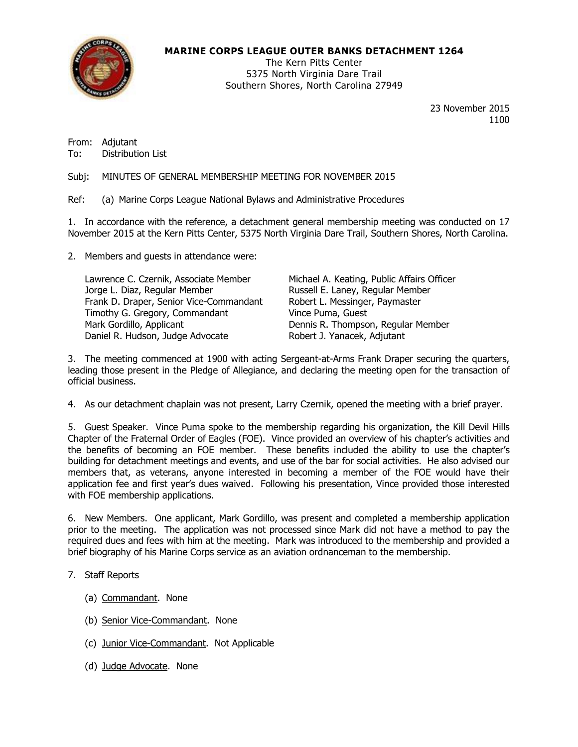**MARINE CORPS LEAGUE OUTER BANKS DETACHMENT 1264**
The Kern Pitts Center
5375 North Virginia Dare Trail
Southern Shores, North Carolina 27949

23 November 2015
1100

From: Adjutant
To: Distribution List

Subj: MINUTES OF GENERAL MEMBERSHIP MEETING FOR NOVEMBER 2015

Ref: (a) Marine Corps League National Bylaws and Administrative Procedures

1. In accordance with the reference, a detachment general membership meeting was conducted on 17 November 2015 at the Kern Pitts Center, 5375 North Virginia Dare Trail, Southern Shores, North Carolina.

2. Members and guests in attendance were:

Lawrence C. Czernik, Associate Member
Jorge L. Diaz, Regular Member
Frank D. Draper, Senior Vice-Commandant
Timothy G. Gregory, Commandant
Mark Gordillo, Applicant
Daniel R. Hudson, Judge Advocate
Michael A. Keating, Public Affairs Officer
Russell E. Laney, Regular Member
Robert L. Messinger, Paymaster
Vince Puma, Guest
Dennis R. Thompson, Regular Member
Robert J. Yanacek, Adjutant

3. The meeting commenced at 1900 with acting Sergeant-at-Arms Frank Draper securing the quarters, leading those present in the Pledge of Allegiance, and declaring the meeting open for the transaction of official business.

4. As our detachment chaplain was not present, Larry Czernik, opened the meeting with a brief prayer.

5. Guest Speaker. Vince Puma spoke to the membership regarding his organization, the Kill Devil Hills Chapter of the Fraternal Order of Eagles (FOE). Vince provided an overview of his chapter's activities and the benefits of becoming an FOE member. These benefits included the ability to use the chapter's building for detachment meetings and events, and use of the bar for social activities. He also advised our members that, as veterans, anyone interested in becoming a member of the FOE would have their application fee and first year's dues waived. Following his presentation, Vince provided those interested with FOE membership applications.

6. New Members. One applicant, Mark Gordillo, was present and completed a membership application prior to the meeting. The application was not processed since Mark did not have a method to pay the required dues and fees with him at the meeting. Mark was introduced to the membership and provided a brief biography of his Marine Corps service as an aviation ordnanceman to the membership.

7. Staff Reports

(a) Commandant. None

(b) Senior Vice-Commandant. None

(c) Junior Vice-Commandant. Not Applicable

(d) Judge Advocate. None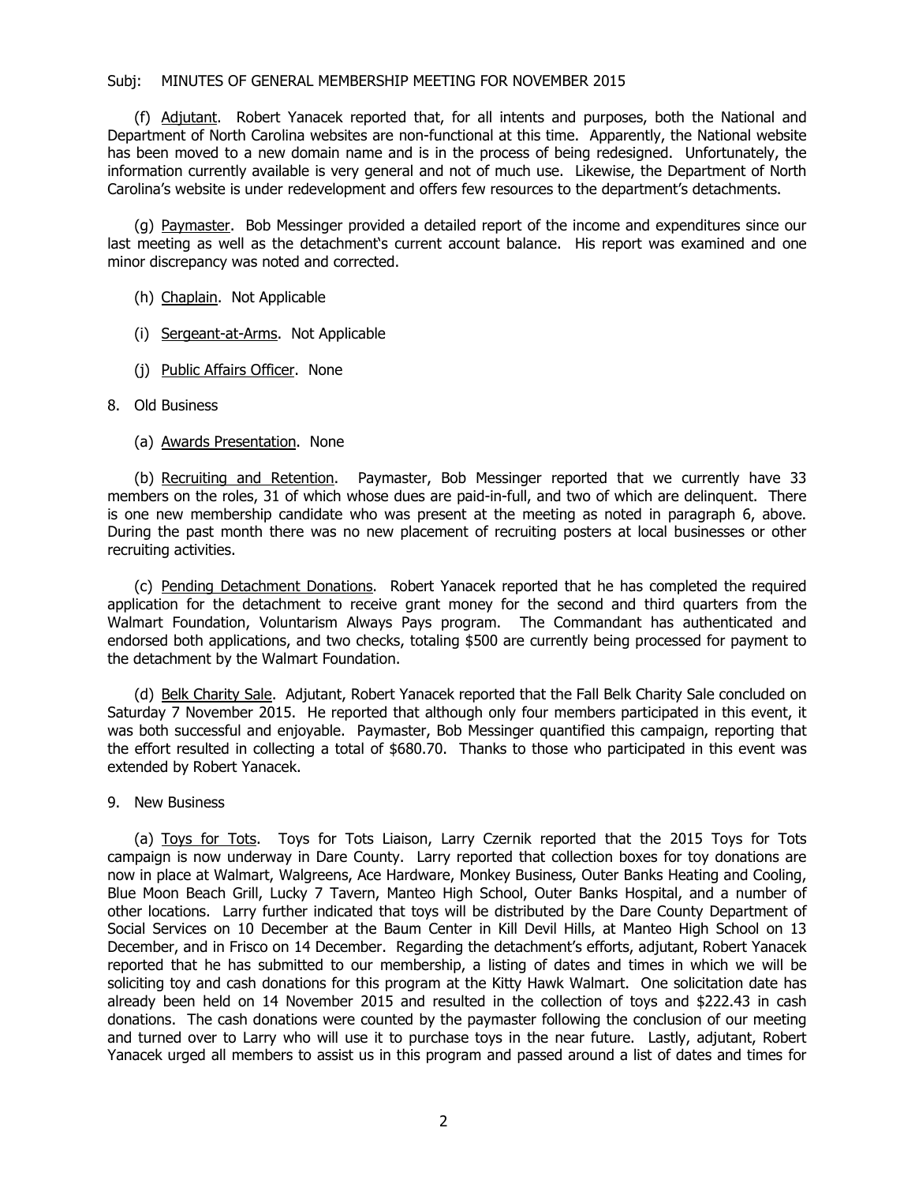Subj: MINUTES OF GENERAL MEMBERSHIP MEETING FOR NOVEMBER 2015

(f) Adjutant. Robert Yanacek reported that, for all intents and purposes, both the National and Department of North Carolina websites are non-functional at this time. Apparently, the National website has been moved to a new domain name and is in the process of being redesigned. Unfortunately, the information currently available is very general and not of much use. Likewise, the Department of North Carolina's website is under redevelopment and offers few resources to the department's detachments.

(g) Paymaster. Bob Messinger provided a detailed report of the income and expenditures since our last meeting as well as the detachment's current account balance. His report was examined and one minor discrepancy was noted and corrected.

(h) Chaplain. Not Applicable

(i) Sergeant-at-Arms. Not Applicable

(j) Public Affairs Officer. None

8. Old Business

(a) Awards Presentation. None

(b) Recruiting and Retention. Paymaster, Bob Messinger reported that we currently have 33 members on the roles, 31 of which whose dues are paid-in-full, and two of which are delinquent. There is one new membership candidate who was present at the meeting as noted in paragraph 6, above. During the past month there was no new placement of recruiting posters at local businesses or other recruiting activities.

(c) Pending Detachment Donations. Robert Yanacek reported that he has completed the required application for the detachment to receive grant money for the second and third quarters from the Walmart Foundation, Voluntarism Always Pays program. The Commandant has authenticated and endorsed both applications, and two checks, totaling $500 are currently being processed for payment to the detachment by the Walmart Foundation.

(d) Belk Charity Sale. Adjutant, Robert Yanacek reported that the Fall Belk Charity Sale concluded on Saturday 7 November 2015. He reported that although only four members participated in this event, it was both successful and enjoyable. Paymaster, Bob Messinger quantified this campaign, reporting that the effort resulted in collecting a total of $680.70. Thanks to those who participated in this event was extended by Robert Yanacek.

9. New Business

(a) Toys for Tots. Toys for Tots Liaison, Larry Czernik reported that the 2015 Toys for Tots campaign is now underway in Dare County. Larry reported that collection boxes for toy donations are now in place at Walmart, Walgreens, Ace Hardware, Monkey Business, Outer Banks Heating and Cooling, Blue Moon Beach Grill, Lucky 7 Tavern, Manteo High School, Outer Banks Hospital, and a number of other locations. Larry further indicated that toys will be distributed by the Dare County Department of Social Services on 10 December at the Baum Center in Kill Devil Hills, at Manteo High School on 13 December, and in Frisco on 14 December. Regarding the detachment's efforts, adjutant, Robert Yanacek reported that he has submitted to our membership, a listing of dates and times in which we will be soliciting toy and cash donations for this program at the Kitty Hawk Walmart. One solicitation date has already been held on 14 November 2015 and resulted in the collection of toys and $222.43 in cash donations. The cash donations were counted by the paymaster following the conclusion of our meeting and turned over to Larry who will use it to purchase toys in the near future. Lastly, adjutant, Robert Yanacek urged all members to assist us in this program and passed around a list of dates and times for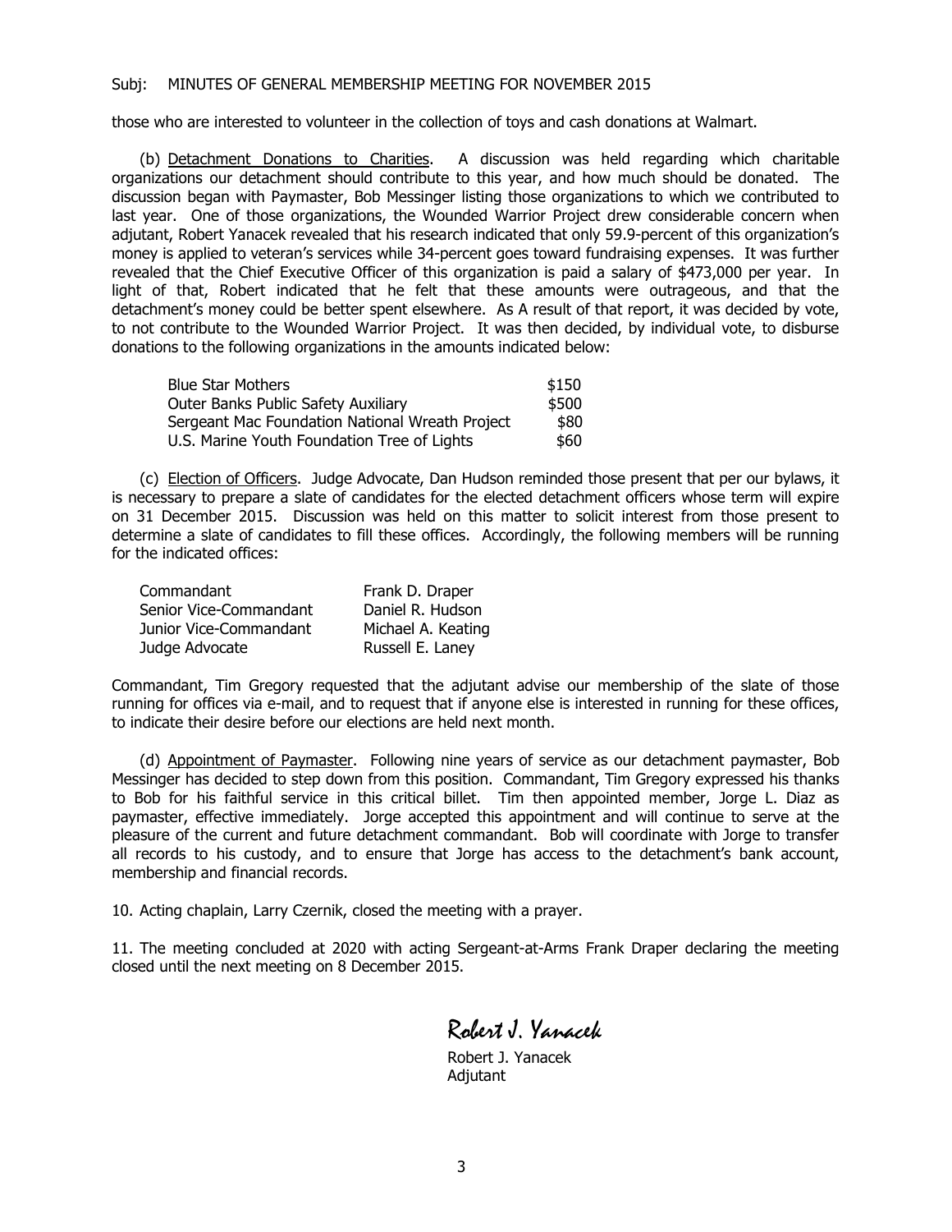Subj: MINUTES OF GENERAL MEMBERSHIP MEETING FOR NOVEMBER 2015

those who are interested to volunteer in the collection of toys and cash donations at Walmart.

(b) Detachment Donations to Charities. A discussion was held regarding which charitable organizations our detachment should contribute to this year, and how much should be donated. The discussion began with Paymaster, Bob Messinger listing those organizations to which we contributed to last year. One of those organizations, the Wounded Warrior Project drew considerable concern when adjutant, Robert Yanacek revealed that his research indicated that only 59.9-percent of this organization's money is applied to veteran's services while 34-percent goes toward fundraising expenses. It was further revealed that the Chief Executive Officer of this organization is paid a salary of $473,000 per year. In light of that, Robert indicated that he felt that these amounts were outrageous, and that the detachment's money could be better spent elsewhere. As A result of that report, it was decided by vote, to not contribute to the Wounded Warrior Project. It was then decided, by individual vote, to disburse donations to the following organizations in the amounts indicated below:

| | |
|---|---|
| Blue Star Mothers | $150 |
| Outer Banks Public Safety Auxiliary | $500 |
| Sergeant Mac Foundation National Wreath Project | $80 |
| U.S. Marine Youth Foundation Tree of Lights | $60 |

(c) Election of Officers. Judge Advocate, Dan Hudson reminded those present that per our bylaws, it is necessary to prepare a slate of candidates for the elected detachment officers whose term will expire on 31 December 2015. Discussion was held on this matter to solicit interest from those present to determine a slate of candidates to fill these offices. Accordingly, the following members will be running for the indicated offices:

| | |
|---|---|
| Commandant | Frank D. Draper |
| Senior Vice-Commandant | Daniel R. Hudson |
| Junior Vice-Commandant | Michael A. Keating |
| Judge Advocate | Russell E. Laney |

Commandant, Tim Gregory requested that the adjutant advise our membership of the slate of those running for offices via e-mail, and to request that if anyone else is interested in running for these offices, to indicate their desire before our elections are held next month.

(d) Appointment of Paymaster. Following nine years of service as our detachment paymaster, Bob Messinger has decided to step down from this position. Commandant, Tim Gregory expressed his thanks to Bob for his faithful service in this critical billet. Tim then appointed member, Jorge L. Diaz as paymaster, effective immediately. Jorge accepted this appointment and will continue to serve at the pleasure of the current and future detachment commandant. Bob will coordinate with Jorge to transfer all records to his custody, and to ensure that Jorge has access to the detachment's bank account, membership and financial records.

10. Acting chaplain, Larry Czernik, closed the meeting with a prayer.

11. The meeting concluded at 2020 with acting Sergeant-at-Arms Frank Draper declaring the meeting closed until the next meeting on 8 December 2015.

*Robert J. Yanacek*

Robert J. Yanacek
Adjutant